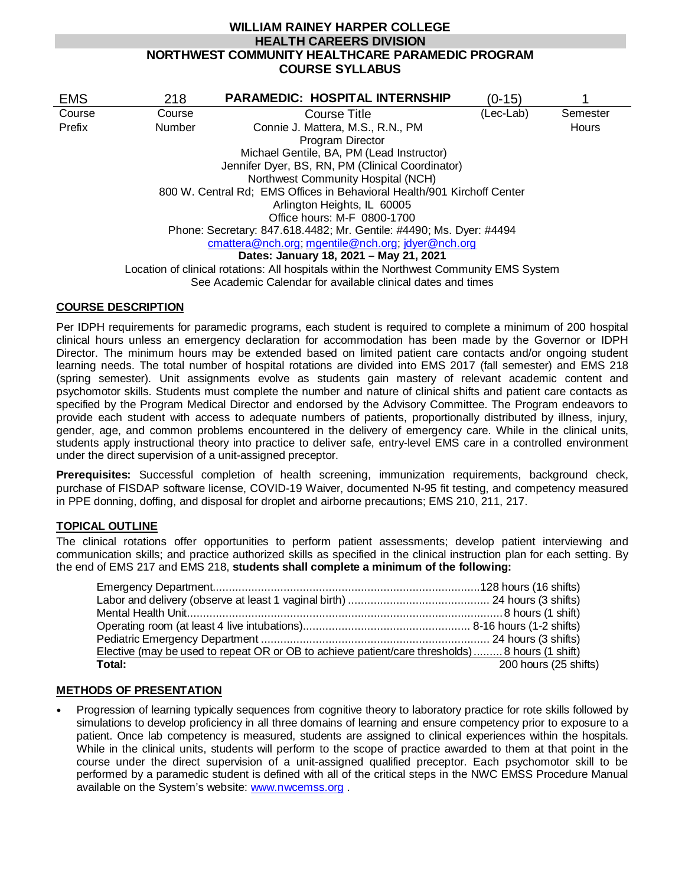**WILLIAM RAINEY HARPER COLLEGE**
**HEALTH CAREERS DIVISION**
**NORTHWEST COMMUNITY HEALTHCARE PARAMEDIC PROGRAM**
**COURSE SYLLABUS**

| EMS | 218 | **PARAMEDIC: HOSPITAL INTERNSHIP** | (0-15) | 1 |
|---|---|---|---|---|
| Course Prefix | Course Number | Course Title | (Lec-Lab) | Semester Hours |

Connie J. Mattera, M.S., R.N., PM
Program Director
Michael Gentile, BA, PM (Lead Instructor)
Jennifer Dyer, BS, RN, PM (Clinical Coordinator)
Northwest Community Hospital (NCH)
800 W. Central Rd; EMS Offices in Behavioral Health/901 Kirchoff Center
Arlington Heights, IL 60005
Office hours: M-F 0800-1700
Phone: Secretary: 847.618.4482; Mr. Gentile: #4490; Ms. Dyer: #4494
cmattera@nch.org; mgentile@nch.org; jdyer@nch.org
**Dates: January 18, 2021 – May 21, 2021**
Location of clinical rotations: All hospitals within the Northwest Community EMS System
See Academic Calendar for available clinical dates and times

## COURSE DESCRIPTION

Per IDPH requirements for paramedic programs, each student is required to complete a minimum of 200 hospital clinical hours unless an emergency declaration for accommodation has been made by the Governor or IDPH Director. The minimum hours may be extended based on limited patient care contacts and/or ongoing student learning needs. The total number of hospital rotations are divided into EMS 2017 (fall semester) and EMS 218 (spring semester). Unit assignments evolve as students gain mastery of relevant academic content and psychomotor skills. Students must complete the number and nature of clinical shifts and patient care contacts as specified by the Program Medical Director and endorsed by the Advisory Committee. The Program endeavors to provide each student with access to adequate numbers of patients, proportionally distributed by illness, injury, gender, age, and common problems encountered in the delivery of emergency care. While in the clinical units, students apply instructional theory into practice to deliver safe, entry-level EMS care in a controlled environment under the direct supervision of a unit-assigned preceptor.

**Prerequisites:** Successful completion of health screening, immunization requirements, background check, purchase of FISDAP software license, COVID-19 Waiver, documented N-95 fit testing, and competency measured in PPE donning, doffing, and disposal for droplet and airborne precautions; EMS 210, 211, 217.

## TOPICAL OUTLINE

The clinical rotations offer opportunities to perform patient assessments; develop patient interviewing and communication skills; and practice authorized skills as specified in the clinical instruction plan for each setting. By the end of EMS 217 and EMS 218, **students shall complete a minimum of the following:**

| | |
|---|---|
| Emergency Department | 128 hours (16 shifts) |
| Labor and delivery (observe at least 1 vaginal birth) | 24 hours (3 shifts) |
| Mental Health Unit | 8 hours (1 shift) |
| Operating room (at least 4 live intubations) | 8-16 hours (1-2 shifts) |
| Pediatric Emergency Department | 24 hours (3 shifts) |
| Elective (may be used to repeat OR or OB to achieve patient/care thresholds) | 8 hours (1 shift) |
| **Total:** | 200 hours (25 shifts) |

## METHODS OF PRESENTATION

- Progression of learning typically sequences from cognitive theory to laboratory practice for rote skills followed by simulations to develop proficiency in all three domains of learning and ensure competency prior to exposure to a patient. Once lab competency is measured, students are assigned to clinical experiences within the hospitals. While in the clinical units, students will perform to the scope of practice awarded to them at that point in the course under the direct supervision of a unit-assigned qualified preceptor. Each psychomotor skill to be performed by a paramedic student is defined with all of the critical steps in the NWC EMSS Procedure Manual available on the System's website: www.nwcemss.org .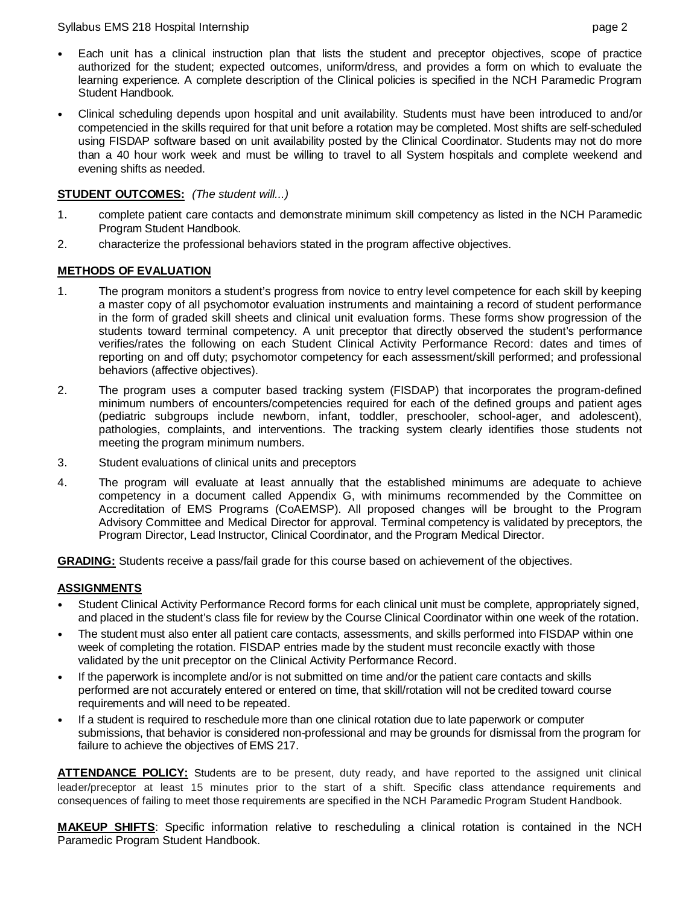- Each unit has a clinical instruction plan that lists the student and preceptor objectives, scope of practice authorized for the student; expected outcomes, uniform/dress, and provides a form on which to evaluate the learning experience. A complete description of the Clinical policies is specified in the NCH Paramedic Program Student Handbook.
- Clinical scheduling depends upon hospital and unit availability. Students must have been introduced to and/or competencied in the skills required for that unit before a rotation may be completed. Most shifts are self-scheduled using FISDAP software based on unit availability posted by the Clinical Coordinator. Students may not do more than a 40 hour work week and must be willing to travel to all System hospitals and complete weekend and evening shifts as needed.

**STUDENT OUTCOMES:** *(The student will...)*

1. complete patient care contacts and demonstrate minimum skill competency as listed in the NCH Paramedic Program Student Handbook.
2. characterize the professional behaviors stated in the program affective objectives.

**METHODS OF EVALUATION**

1. The program monitors a student's progress from novice to entry level competence for each skill by keeping a master copy of all psychomotor evaluation instruments and maintaining a record of student performance in the form of graded skill sheets and clinical unit evaluation forms. These forms show progression of the students toward terminal competency. A unit preceptor that directly observed the student's performance verifies/rates the following on each Student Clinical Activity Performance Record: dates and times of reporting on and off duty; psychomotor competency for each assessment/skill performed; and professional behaviors (affective objectives).
2. The program uses a computer based tracking system (FISDAP) that incorporates the program-defined minimum numbers of encounters/competencies required for each of the defined groups and patient ages (pediatric subgroups include newborn, infant, toddler, preschooler, school-ager, and adolescent), pathologies, complaints, and interventions. The tracking system clearly identifies those students not meeting the program minimum numbers.
3. Student evaluations of clinical units and preceptors
4. The program will evaluate at least annually that the established minimums are adequate to achieve competency in a document called Appendix G, with minimums recommended by the Committee on Accreditation of EMS Programs (CoAEMSP). All proposed changes will be brought to the Program Advisory Committee and Medical Director for approval. Terminal competency is validated by preceptors, the Program Director, Lead Instructor, Clinical Coordinator, and the Program Medical Director.

**GRADING:** Students receive a pass/fail grade for this course based on achievement of the objectives.

**ASSIGNMENTS**

- Student Clinical Activity Performance Record forms for each clinical unit must be complete, appropriately signed, and placed in the student's class file for review by the Course Clinical Coordinator within one week of the rotation.
- The student must also enter all patient care contacts, assessments, and skills performed into FISDAP within one week of completing the rotation. FISDAP entries made by the student must reconcile exactly with those validated by the unit preceptor on the Clinical Activity Performance Record.
- If the paperwork is incomplete and/or is not submitted on time and/or the patient care contacts and skills performed are not accurately entered or entered on time, that skill/rotation will not be credited toward course requirements and will need to be repeated.
- If a student is required to reschedule more than one clinical rotation due to late paperwork or computer submissions, that behavior is considered non-professional and may be grounds for dismissal from the program for failure to achieve the objectives of EMS 217.

**ATTENDANCE POLICY:** Students are to be present, duty ready, and have reported to the assigned unit clinical leader/preceptor at least 15 minutes prior to the start of a shift. Specific class attendance requirements and consequences of failing to meet those requirements are specified in the NCH Paramedic Program Student Handbook.

**MAKEUP SHIFTS**: Specific information relative to rescheduling a clinical rotation is contained in the NCH Paramedic Program Student Handbook.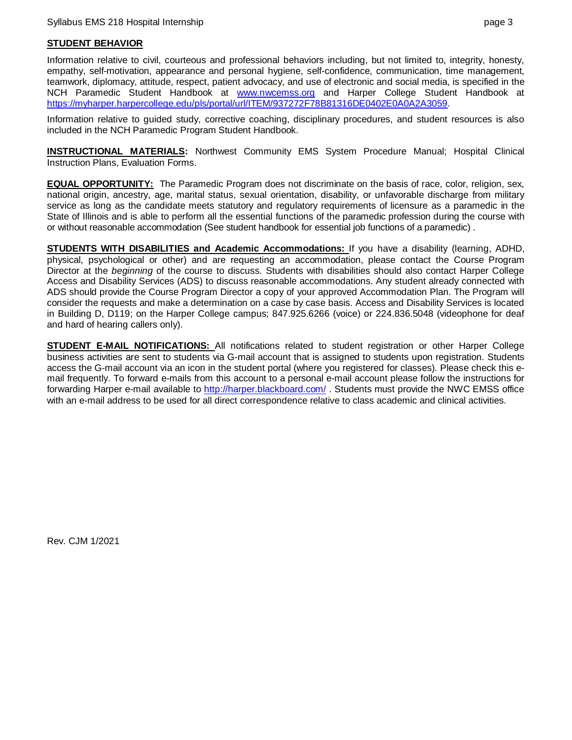**STUDENT BEHAVIOR**

Information relative to civil, courteous and professional behaviors including, but not limited to, integrity, honesty, empathy, self-motivation, appearance and personal hygiene, self-confidence, communication, time management, teamwork, diplomacy, attitude, respect, patient advocacy, and use of electronic and social media, is specified in the NCH Paramedic Student Handbook at www.nwcemss.org and Harper College Student Handbook at https://myharper.harpercollege.edu/pls/portal/url/ITEM/937272F78B81316DE0402E0A0A2A3059.

Information relative to guided study, corrective coaching, disciplinary procedures, and student resources is also included in the NCH Paramedic Program Student Handbook.

**INSTRUCTIONAL MATERIALS:** Northwest Community EMS System Procedure Manual; Hospital Clinical Instruction Plans, Evaluation Forms.

**EQUAL OPPORTUNITY:** The Paramedic Program does not discriminate on the basis of race, color, religion, sex, national origin, ancestry, age, marital status, sexual orientation, disability, or unfavorable discharge from military service as long as the candidate meets statutory and regulatory requirements of licensure as a paramedic in the State of Illinois and is able to perform all the essential functions of the paramedic profession during the course with or without reasonable accommodation (See student handbook for essential job functions of a paramedic) .

**STUDENTS WITH DISABILITIES and Academic Accommodations:** If you have a disability (learning, ADHD, physical, psychological or other) and are requesting an accommodation, please contact the Course Program Director at the *beginning* of the course to discuss. Students with disabilities should also contact Harper College Access and Disability Services (ADS) to discuss reasonable accommodations. Any student already connected with ADS should provide the Course Program Director a copy of your approved Accommodation Plan. The Program will consider the requests and make a determination on a case by case basis. Access and Disability Services is located in Building D, D119; on the Harper College campus; 847.925.6266 (voice) or 224.836.5048 (videophone for deaf and hard of hearing callers only).

**STUDENT E-MAIL NOTIFICATIONS:** All notifications related to student registration or other Harper College business activities are sent to students via G-mail account that is assigned to students upon registration. Students access the G-mail account via an icon in the student portal (where you registered for classes). Please check this e-mail frequently. To forward e-mails from this account to a personal e-mail account please follow the instructions for forwarding Harper e-mail available to http://harper.blackboard.com/ . Students must provide the NWC EMSS office with an e-mail address to be used for all direct correspondence relative to class academic and clinical activities.

Rev. CJM 1/2021